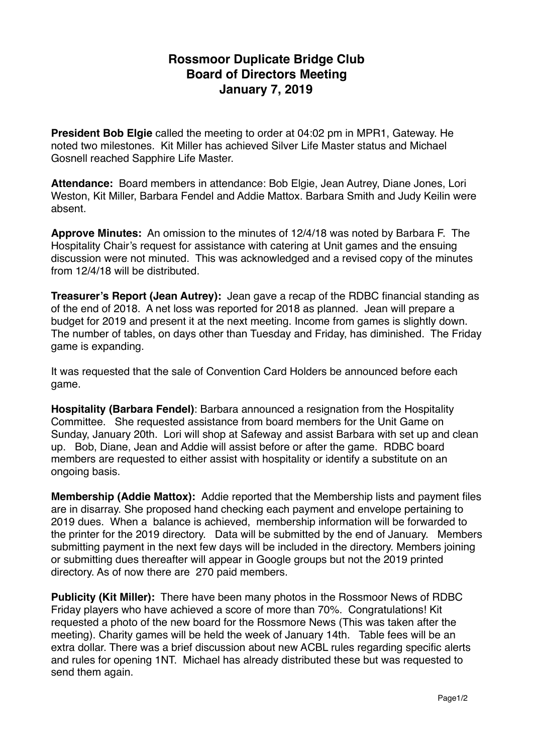# Rossmoor Duplicate Bridge Club
## Board of Directors Meeting
## January 7, 2019

**President Bob Elgie** called the meeting to order at 04:02 pm in MPR1, Gateway. He noted two milestones. Kit Miller has achieved Silver Life Master status and Michael Gosnell reached Sapphire Life Master.

**Attendance:** Board members in attendance: Bob Elgie, Jean Autrey, Diane Jones, Lori Weston, Kit Miller, Barbara Fendel and Addie Mattox. Barbara Smith and Judy Keilin were absent.

**Approve Minutes:** An omission to the minutes of 12/4/18 was noted by Barbara F. The Hospitality Chair's request for assistance with catering at Unit games and the ensuing discussion were not minuted. This was acknowledged and a revised copy of the minutes from 12/4/18 will be distributed.

**Treasurer's Report (Jean Autrey):** Jean gave a recap of the RDBC financial standing as of the end of 2018. A net loss was reported for 2018 as planned. Jean will prepare a budget for 2019 and present it at the next meeting. Income from games is slightly down. The number of tables, on days other than Tuesday and Friday, has diminished. The Friday game is expanding.

It was requested that the sale of Convention Card Holders be announced before each game.

**Hospitality (Barbara Fendel)**: Barbara announced a resignation from the Hospitality Committee. She requested assistance from board members for the Unit Game on Sunday, January 20th. Lori will shop at Safeway and assist Barbara with set up and clean up. Bob, Diane, Jean and Addie will assist before or after the game. RDBC board members are requested to either assist with hospitality or identify a substitute on an ongoing basis.

**Membership (Addie Mattox):** Addie reported that the Membership lists and payment files are in disarray. She proposed hand checking each payment and envelope pertaining to 2019 dues. When a balance is achieved, membership information will be forwarded to the printer for the 2019 directory. Data will be submitted by the end of January. Members submitting payment in the next few days will be included in the directory. Members joining or submitting dues thereafter will appear in Google groups but not the 2019 printed directory. As of now there are 270 paid members.

**Publicity (Kit Miller):** There have been many photos in the Rossmoor News of RDBC Friday players who have achieved a score of more than 70%. Congratulations! Kit requested a photo of the new board for the Rossmore News (This was taken after the meeting). Charity games will be held the week of January 14th. Table fees will be an extra dollar. There was a brief discussion about new ACBL rules regarding specific alerts and rules for opening 1NT. Michael has already distributed these but was requested to send them again.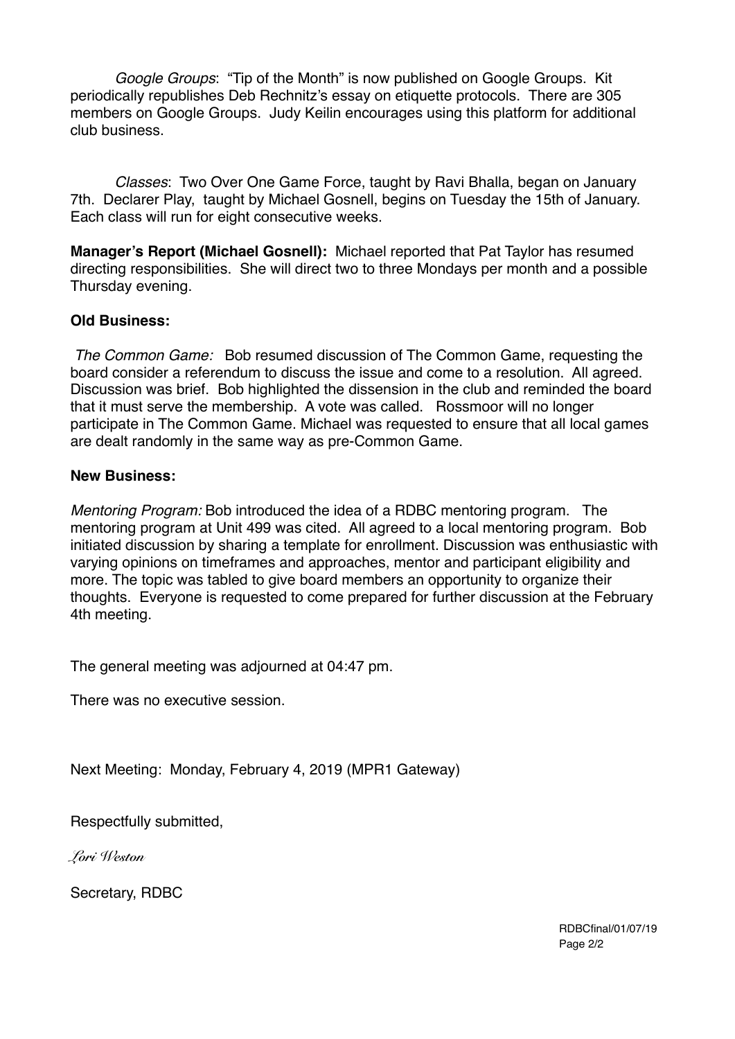*Google Groups*: "Tip of the Month" is now published on Google Groups. Kit periodically republishes Deb Rechnitz's essay on etiquette protocols. There are 305 members on Google Groups. Judy Keilin encourages using this platform for additional club business.

*Classes*: Two Over One Game Force, taught by Ravi Bhalla, began on January 7th. Declarer Play, taught by Michael Gosnell, begins on Tuesday the 15th of January. Each class will run for eight consecutive weeks.

**Manager's Report (Michael Gosnell):** Michael reported that Pat Taylor has resumed directing responsibilities. She will direct two to three Mondays per month and a possible Thursday evening.

**Old Business:**

*The Common Game:* Bob resumed discussion of The Common Game, requesting the board consider a referendum to discuss the issue and come to a resolution. All agreed. Discussion was brief. Bob highlighted the dissension in the club and reminded the board that it must serve the membership. A vote was called. Rossmoor will no longer participate in The Common Game. Michael was requested to ensure that all local games are dealt randomly in the same way as pre-Common Game.

**New Business:**

*Mentoring Program:* Bob introduced the idea of a RDBC mentoring program. The mentoring program at Unit 499 was cited. All agreed to a local mentoring program. Bob initiated discussion by sharing a template for enrollment. Discussion was enthusiastic with varying opinions on timeframes and approaches, mentor and participant eligibility and more. The topic was tabled to give board members an opportunity to organize their thoughts. Everyone is requested to come prepared for further discussion at the February 4th meeting.

The general meeting was adjourned at 04:47 pm.

There was no executive session.

Next Meeting: Monday, February 4, 2019 (MPR1 Gateway)

Respectfully submitted,

*Lori Weston*

Secretary, RDBC

RDBCfinal/01/07/19